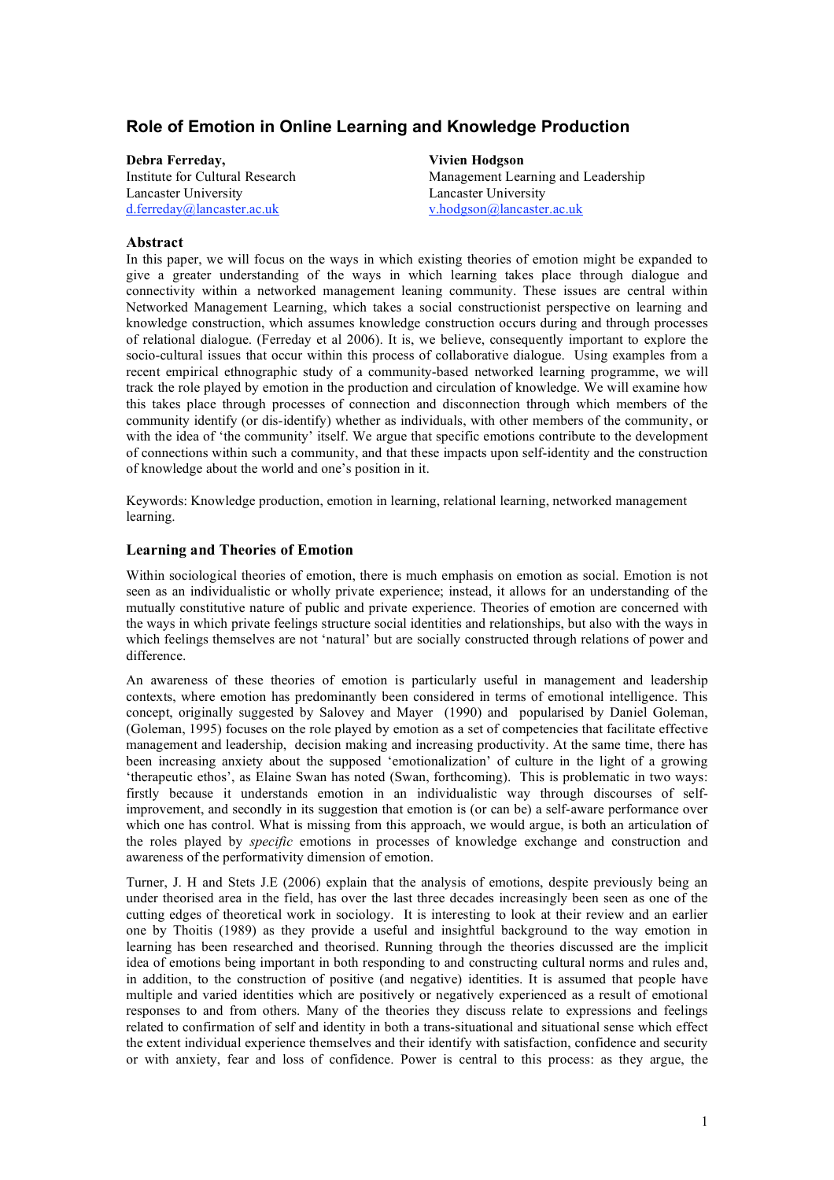# Role of Emotion in Online Learning and Knowledge Production

**Debra Ferreday,**
Institute for Cultural Research
Lancaster University
d.ferreday@lancaster.ac.uk

**Vivien Hodgson**
Management Learning and Leadership
Lancaster University
v.hodgson@lancaster.ac.uk

### Abstract

In this paper, we will focus on the ways in which existing theories of emotion might be expanded to give a greater understanding of the ways in which learning takes place through dialogue and connectivity within a networked management leaning community. These issues are central within Networked Management Learning, which takes a social constructionist perspective on learning and knowledge construction, which assumes knowledge construction occurs during and through processes of relational dialogue. (Ferreday et al 2006). It is, we believe, consequently important to explore the socio-cultural issues that occur within this process of collaborative dialogue. Using examples from a recent empirical ethnographic study of a community-based networked learning programme, we will track the role played by emotion in the production and circulation of knowledge. We will examine how this takes place through processes of connection and disconnection through which members of the community identify (or dis-identify) whether as individuals, with other members of the community, or with the idea of 'the community' itself. We argue that specific emotions contribute to the development of connections within such a community, and that these impacts upon self-identity and the construction of knowledge about the world and one's position in it.

Keywords: Knowledge production, emotion in learning, relational learning, networked management learning.

### Learning and Theories of Emotion

Within sociological theories of emotion, there is much emphasis on emotion as social. Emotion is not seen as an individualistic or wholly private experience; instead, it allows for an understanding of the mutually constitutive nature of public and private experience. Theories of emotion are concerned with the ways in which private feelings structure social identities and relationships, but also with the ways in which feelings themselves are not 'natural' but are socially constructed through relations of power and difference.

An awareness of these theories of emotion is particularly useful in management and leadership contexts, where emotion has predominantly been considered in terms of emotional intelligence. This concept, originally suggested by Salovey and Mayer (1990) and popularised by Daniel Goleman, (Goleman, 1995) focuses on the role played by emotion as a set of competencies that facilitate effective management and leadership, decision making and increasing productivity. At the same time, there has been increasing anxiety about the supposed 'emotionalization' of culture in the light of a growing 'therapeutic ethos', as Elaine Swan has noted (Swan, forthcoming). This is problematic in two ways: firstly because it understands emotion in an individualistic way through discourses of self-improvement, and secondly in its suggestion that emotion is (or can be) a self-aware performance over which one has control. What is missing from this approach, we would argue, is both an articulation of the roles played by *specific* emotions in processes of knowledge exchange and construction and awareness of the performativity dimension of emotion.

Turner, J. H and Stets J.E (2006) explain that the analysis of emotions, despite previously being an under theorised area in the field, has over the last three decades increasingly been seen as one of the cutting edges of theoretical work in sociology. It is interesting to look at their review and an earlier one by Thoitis (1989) as they provide a useful and insightful background to the way emotion in learning has been researched and theorised. Running through the theories discussed are the implicit idea of emotions being important in both responding to and constructing cultural norms and rules and, in addition, to the construction of positive (and negative) identities. It is assumed that people have multiple and varied identities which are positively or negatively experienced as a result of emotional responses to and from others. Many of the theories they discuss relate to expressions and feelings related to confirmation of self and identity in both a trans-situational and situational sense which effect the extent individual experience themselves and their identify with satisfaction, confidence and security or with anxiety, fear and loss of confidence. Power is central to this process: as they argue, the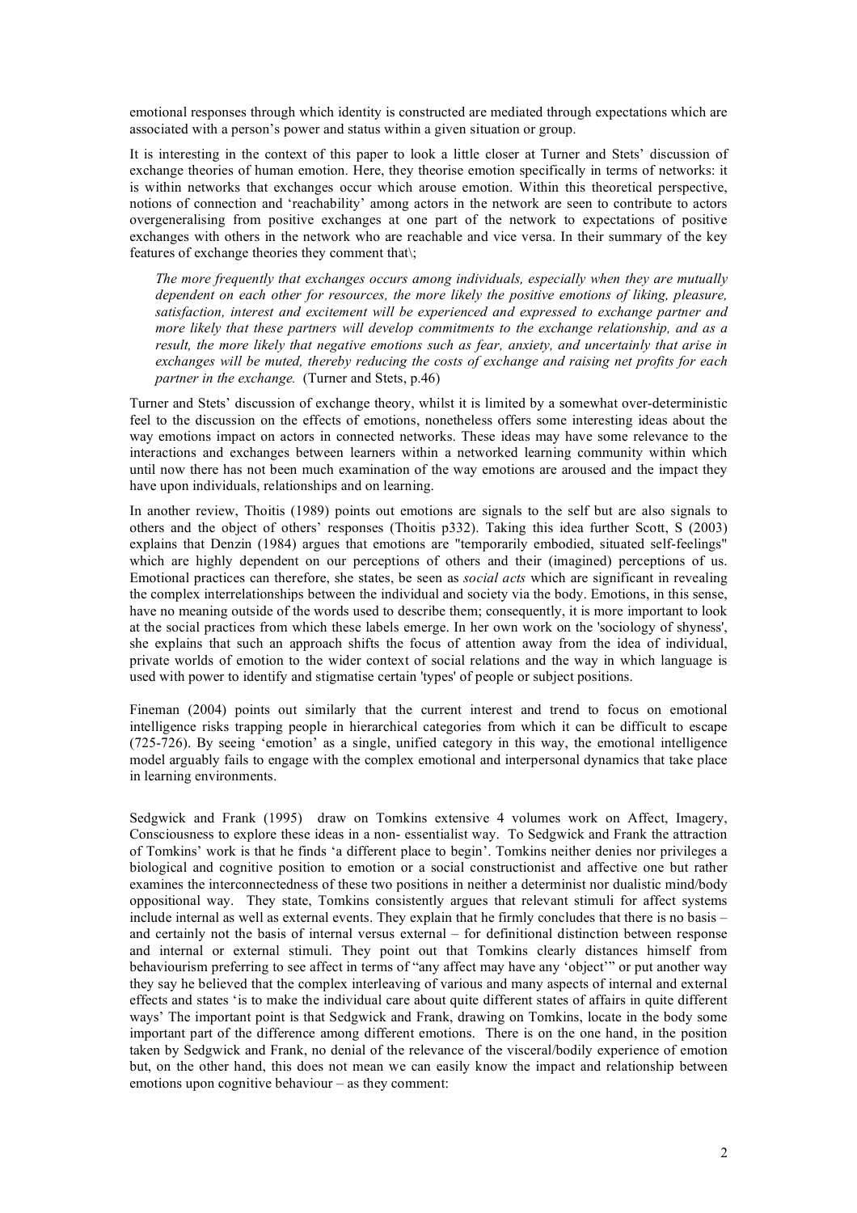emotional responses through which identity is constructed are mediated through expectations which are associated with a person's power and status within a given situation or group.

It is interesting in the context of this paper to look a little closer at Turner and Stets' discussion of exchange theories of human emotion. Here, they theorise emotion specifically in terms of networks: it is within networks that exchanges occur which arouse emotion. Within this theoretical perspective, notions of connection and 'reachability' among actors in the network are seen to contribute to actors overgeneralising from positive exchanges at one part of the network to expectations of positive exchanges with others in the network who are reachable and vice versa. In their summary of the key features of exchange theories they comment that\;

> *The more frequently that exchanges occurs among individuals, especially when they are mutually dependent on each other for resources, the more likely the positive emotions of liking, pleasure, satisfaction, interest and excitement will be experienced and expressed to exchange partner and more likely that these partners will develop commitments to the exchange relationship, and as a result, the more likely that negative emotions such as fear, anxiety, and uncertainly that arise in exchanges will be muted, thereby reducing the costs of exchange and raising net profits for each partner in the exchange.* (Turner and Stets, p.46)

Turner and Stets' discussion of exchange theory, whilst it is limited by a somewhat over-deterministic feel to the discussion on the effects of emotions, nonetheless offers some interesting ideas about the way emotions impact on actors in connected networks. These ideas may have some relevance to the interactions and exchanges between learners within a networked learning community within which until now there has not been much examination of the way emotions are aroused and the impact they have upon individuals, relationships and on learning.

In another review, Thoitis (1989) points out emotions are signals to the self but are also signals to others and the object of others' responses (Thoitis p332). Taking this idea further Scott, S (2003) explains that Denzin (1984) argues that emotions are "temporarily embodied, situated self-feelings" which are highly dependent on our perceptions of others and their (imagined) perceptions of us. Emotional practices can therefore, she states, be seen as *social acts* which are significant in revealing the complex interrelationships between the individual and society via the body. Emotions, in this sense, have no meaning outside of the words used to describe them; consequently, it is more important to look at the social practices from which these labels emerge. In her own work on the 'sociology of shyness', she explains that such an approach shifts the focus of attention away from the idea of individual, private worlds of emotion to the wider context of social relations and the way in which language is used with power to identify and stigmatise certain 'types' of people or subject positions.

Fineman (2004) points out similarly that the current interest and trend to focus on emotional intelligence risks trapping people in hierarchical categories from which it can be difficult to escape (725-726). By seeing 'emotion' as a single, unified category in this way, the emotional intelligence model arguably fails to engage with the complex emotional and interpersonal dynamics that take place in learning environments.

Sedgwick and Frank (1995) draw on Tomkins extensive 4 volumes work on Affect, Imagery, Consciousness to explore these ideas in a non- essentialist way. To Sedgwick and Frank the attraction of Tomkins' work is that he finds 'a different place to begin'. Tomkins neither denies nor privileges a biological and cognitive position to emotion or a social constructionist and affective one but rather examines the interconnectedness of these two positions in neither a determinist nor dualistic mind/body oppositional way. They state, Tomkins consistently argues that relevant stimuli for affect systems include internal as well as external events. They explain that he firmly concludes that there is no basis – and certainly not the basis of internal versus external – for definitional distinction between response and internal or external stimuli. They point out that Tomkins clearly distances himself from behaviourism preferring to see affect in terms of "any affect may have any 'object'" or put another way they say he believed that the complex interleaving of various and many aspects of internal and external effects and states 'is to make the individual care about quite different states of affairs in quite different ways' The important point is that Sedgwick and Frank, drawing on Tomkins, locate in the body some important part of the difference among different emotions. There is on the one hand, in the position taken by Sedgwick and Frank, no denial of the relevance of the visceral/bodily experience of emotion but, on the other hand, this does not mean we can easily know the impact and relationship between emotions upon cognitive behaviour – as they comment: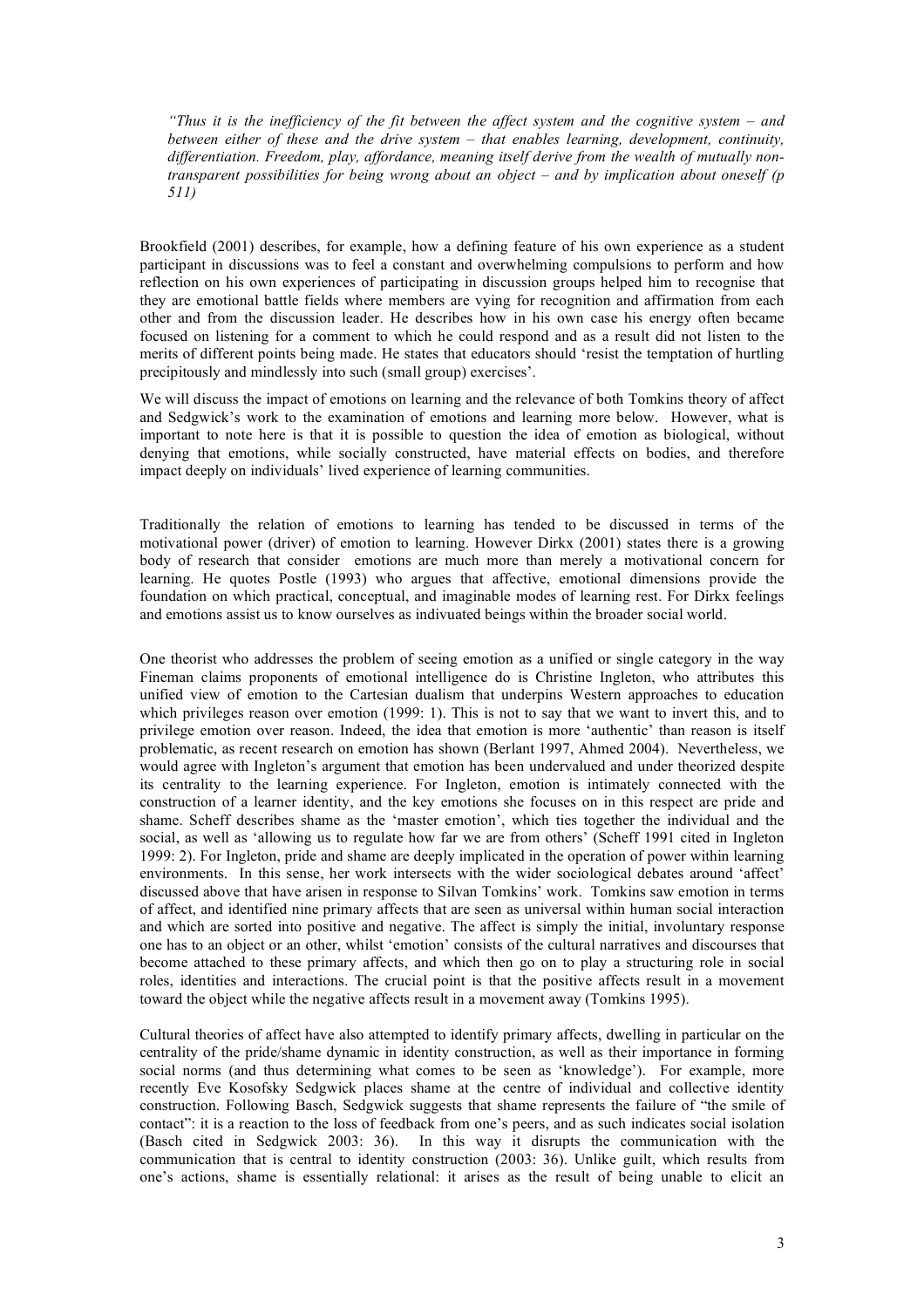> *"Thus it is the inefficiency of the fit between the affect system and the cognitive system – and between either of these and the drive system – that enables learning, development, continuity, differentiation. Freedom, play, affordance, meaning itself derive from the wealth of mutually non-transparent possibilities for being wrong about an object – and by implication about oneself (p 511)*

Brookfield (2001) describes, for example, how a defining feature of his own experience as a student participant in discussions was to feel a constant and overwhelming compulsions to perform and how reflection on his own experiences of participating in discussion groups helped him to recognise that they are emotional battle fields where members are vying for recognition and affirmation from each other and from the discussion leader. He describes how in his own case his energy often became focused on listening for a comment to which he could respond and as a result did not listen to the merits of different points being made. He states that educators should 'resist the temptation of hurtling precipitously and mindlessly into such (small group) exercises'.

We will discuss the impact of emotions on learning and the relevance of both Tomkins theory of affect and Sedgwick's work to the examination of emotions and learning more below. However, what is important to note here is that it is possible to question the idea of emotion as biological, without denying that emotions, while socially constructed, have material effects on bodies, and therefore impact deeply on individuals' lived experience of learning communities.

Traditionally the relation of emotions to learning has tended to be discussed in terms of the motivational power (driver) of emotion to learning. However Dirkx (2001) states there is a growing body of research that consider emotions are much more than merely a motivational concern for learning. He quotes Postle (1993) who argues that affective, emotional dimensions provide the foundation on which practical, conceptual, and imaginable modes of learning rest. For Dirkx feelings and emotions assist us to know ourselves as indivuated beings within the broader social world.

One theorist who addresses the problem of seeing emotion as a unified or single category in the way Fineman claims proponents of emotional intelligence do is Christine Ingleton, who attributes this unified view of emotion to the Cartesian dualism that underpins Western approaches to education which privileges reason over emotion (1999: 1). This is not to say that we want to invert this, and to privilege emotion over reason. Indeed, the idea that emotion is more 'authentic' than reason is itself problematic, as recent research on emotion has shown (Berlant 1997, Ahmed 2004). Nevertheless, we would agree with Ingleton's argument that emotion has been undervalued and under theorized despite its centrality to the learning experience. For Ingleton, emotion is intimately connected with the construction of a learner identity, and the key emotions she focuses on in this respect are pride and shame. Scheff describes shame as the 'master emotion', which ties together the individual and the social, as well as 'allowing us to regulate how far we are from others' (Scheff 1991 cited in Ingleton 1999: 2). For Ingleton, pride and shame are deeply implicated in the operation of power within learning environments. In this sense, her work intersects with the wider sociological debates around 'affect' discussed above that have arisen in response to Silvan Tomkins' work. Tomkins saw emotion in terms of affect, and identified nine primary affects that are seen as universal within human social interaction and which are sorted into positive and negative. The affect is simply the initial, involuntary response one has to an object or an other, whilst 'emotion' consists of the cultural narratives and discourses that become attached to these primary affects, and which then go on to play a structuring role in social roles, identities and interactions. The crucial point is that the positive affects result in a movement toward the object while the negative affects result in a movement away (Tomkins 1995).

Cultural theories of affect have also attempted to identify primary affects, dwelling in particular on the centrality of the pride/shame dynamic in identity construction, as well as their importance in forming social norms (and thus determining what comes to be seen as 'knowledge'). For example, more recently Eve Kosofsky Sedgwick places shame at the centre of individual and collective identity construction. Following Basch, Sedgwick suggests that shame represents the failure of "the smile of contact": it is a reaction to the loss of feedback from one's peers, and as such indicates social isolation (Basch cited in Sedgwick 2003: 36). In this way it disrupts the communication with the communication that is central to identity construction (2003: 36). Unlike guilt, which results from one's actions, shame is essentially relational: it arises as the result of being unable to elicit an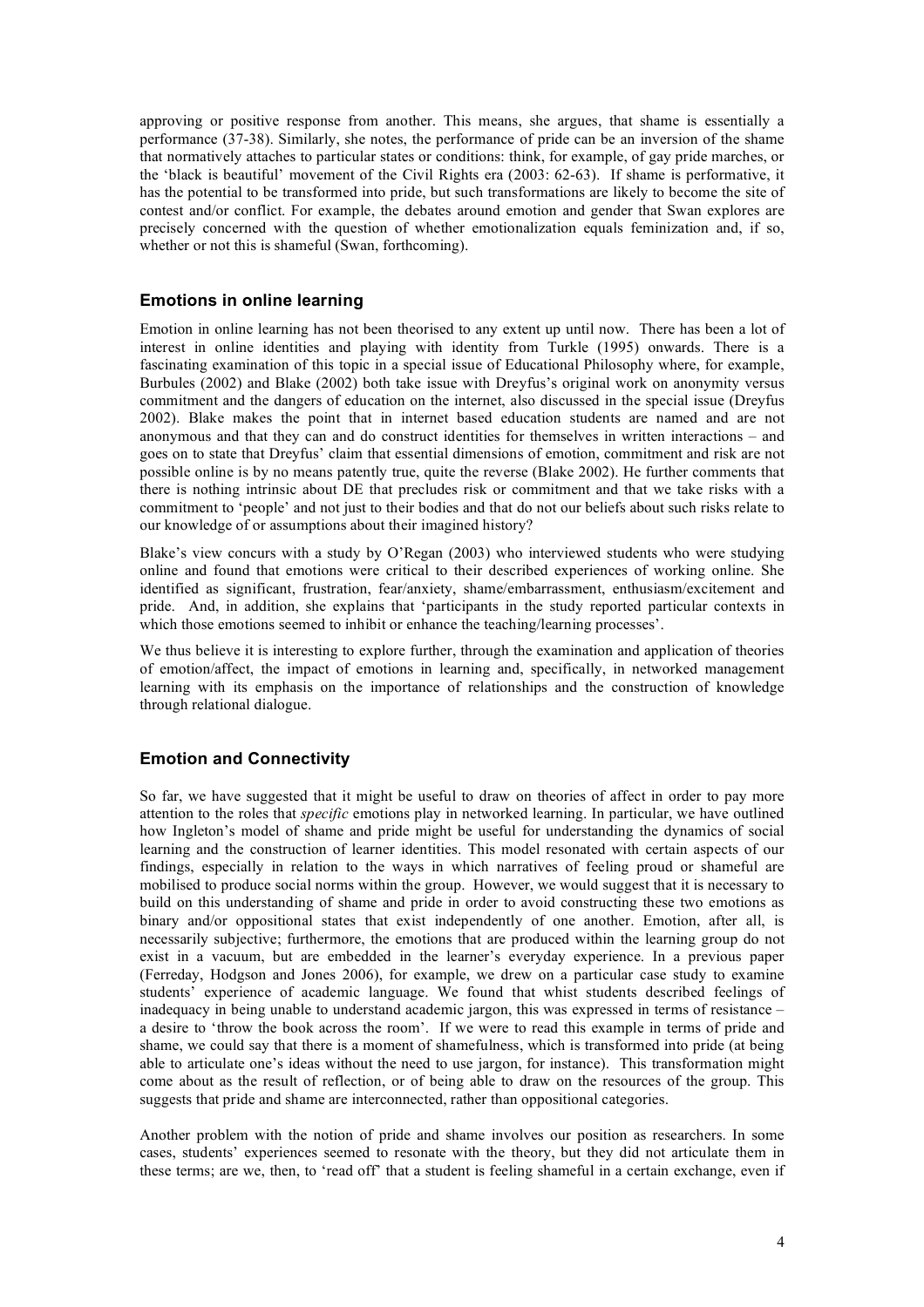approving or positive response from another. This means, she argues, that shame is essentially a performance (37-38). Similarly, she notes, the performance of pride can be an inversion of the shame that normatively attaches to particular states or conditions: think, for example, of gay pride marches, or the 'black is beautiful' movement of the Civil Rights era (2003: 62-63). If shame is performative, it has the potential to be transformed into pride, but such transformations are likely to become the site of contest and/or conflict. For example, the debates around emotion and gender that Swan explores are precisely concerned with the question of whether emotionalization equals feminization and, if so, whether or not this is shameful (Swan, forthcoming).

## Emotions in online learning

Emotion in online learning has not been theorised to any extent up until now. There has been a lot of interest in online identities and playing with identity from Turkle (1995) onwards. There is a fascinating examination of this topic in a special issue of Educational Philosophy where, for example, Burbules (2002) and Blake (2002) both take issue with Dreyfus's original work on anonymity versus commitment and the dangers of education on the internet, also discussed in the special issue (Dreyfus 2002). Blake makes the point that in internet based education students are named and are not anonymous and that they can and do construct identities for themselves in written interactions – and goes on to state that Dreyfus' claim that essential dimensions of emotion, commitment and risk are not possible online is by no means patently true, quite the reverse (Blake 2002). He further comments that there is nothing intrinsic about DE that precludes risk or commitment and that we take risks with a commitment to 'people' and not just to their bodies and that do not our beliefs about such risks relate to our knowledge of or assumptions about their imagined history?

Blake's view concurs with a study by O'Regan (2003) who interviewed students who were studying online and found that emotions were critical to their described experiences of working online. She identified as significant, frustration, fear/anxiety, shame/embarrassment, enthusiasm/excitement and pride. And, in addition, she explains that 'participants in the study reported particular contexts in which those emotions seemed to inhibit or enhance the teaching/learning processes'.

We thus believe it is interesting to explore further, through the examination and application of theories of emotion/affect, the impact of emotions in learning and, specifically, in networked management learning with its emphasis on the importance of relationships and the construction of knowledge through relational dialogue.

## Emotion and Connectivity

So far, we have suggested that it might be useful to draw on theories of affect in order to pay more attention to the roles that *specific* emotions play in networked learning. In particular, we have outlined how Ingleton's model of shame and pride might be useful for understanding the dynamics of social learning and the construction of learner identities. This model resonated with certain aspects of our findings, especially in relation to the ways in which narratives of feeling proud or shameful are mobilised to produce social norms within the group. However, we would suggest that it is necessary to build on this understanding of shame and pride in order to avoid constructing these two emotions as binary and/or oppositional states that exist independently of one another. Emotion, after all, is necessarily subjective; furthermore, the emotions that are produced within the learning group do not exist in a vacuum, but are embedded in the learner's everyday experience. In a previous paper (Ferreday, Hodgson and Jones 2006), for example, we drew on a particular case study to examine students' experience of academic language. We found that whist students described feelings of inadequacy in being unable to understand academic jargon, this was expressed in terms of resistance – a desire to 'throw the book across the room'. If we were to read this example in terms of pride and shame, we could say that there is a moment of shamefulness, which is transformed into pride (at being able to articulate one's ideas without the need to use jargon, for instance). This transformation might come about as the result of reflection, or of being able to draw on the resources of the group. This suggests that pride and shame are interconnected, rather than oppositional categories.

Another problem with the notion of pride and shame involves our position as researchers. In some cases, students' experiences seemed to resonate with the theory, but they did not articulate them in these terms; are we, then, to 'read off' that a student is feeling shameful in a certain exchange, even if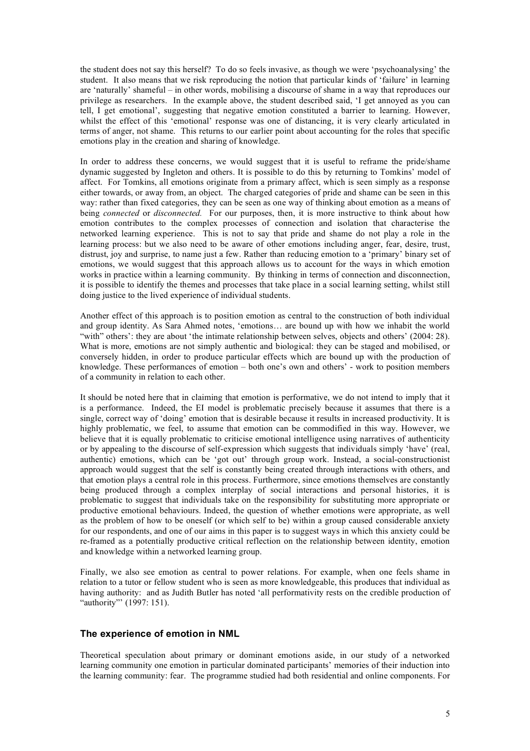the student does not say this herself? To do so feels invasive, as though we were 'psychoanalysing' the student. It also means that we risk reproducing the notion that particular kinds of 'failure' in learning are 'naturally' shameful – in other words, mobilising a discourse of shame in a way that reproduces our privilege as researchers. In the example above, the student described said, 'I get annoyed as you can tell, I get emotional', suggesting that negative emotion constituted a barrier to learning. However, whilst the effect of this 'emotional' response was one of distancing, it is very clearly articulated in terms of anger, not shame. This returns to our earlier point about accounting for the roles that specific emotions play in the creation and sharing of knowledge.

In order to address these concerns, we would suggest that it is useful to reframe the pride/shame dynamic suggested by Ingleton and others. It is possible to do this by returning to Tomkins' model of affect. For Tomkins, all emotions originate from a primary affect, which is seen simply as a response either towards, or away from, an object. The charged categories of pride and shame can be seen in this way: rather than fixed categories, they can be seen as one way of thinking about emotion as a means of being *connected* or *disconnected.* For our purposes, then, it is more instructive to think about how emotion contributes to the complex processes of connection and isolation that characterise the networked learning experience. This is not to say that pride and shame do not play a role in the learning process: but we also need to be aware of other emotions including anger, fear, desire, trust, distrust, joy and surprise, to name just a few. Rather than reducing emotion to a 'primary' binary set of emotions, we would suggest that this approach allows us to account for the ways in which emotion works in practice within a learning community. By thinking in terms of connection and disconnection, it is possible to identify the themes and processes that take place in a social learning setting, whilst still doing justice to the lived experience of individual students.

Another effect of this approach is to position emotion as central to the construction of both individual and group identity. As Sara Ahmed notes, 'emotions… are bound up with how we inhabit the world "with" others': they are about 'the intimate relationship between selves, objects and others' (2004: 28). What is more, emotions are not simply authentic and biological: they can be staged and mobilised, or conversely hidden, in order to produce particular effects which are bound up with the production of knowledge. These performances of emotion – both one's own and others' - work to position members of a community in relation to each other.

It should be noted here that in claiming that emotion is performative, we do not intend to imply that it is a performance. Indeed, the EI model is problematic precisely because it assumes that there is a single, correct way of 'doing' emotion that is desirable because it results in increased productivity. It is highly problematic, we feel, to assume that emotion can be commodified in this way. However, we believe that it is equally problematic to criticise emotional intelligence using narratives of authenticity or by appealing to the discourse of self-expression which suggests that individuals simply 'have' (real, authentic) emotions, which can be 'got out' through group work. Instead, a social-constructionist approach would suggest that the self is constantly being created through interactions with others, and that emotion plays a central role in this process. Furthermore, since emotions themselves are constantly being produced through a complex interplay of social interactions and personal histories, it is problematic to suggest that individuals take on the responsibility for substituting more appropriate or productive emotional behaviours. Indeed, the question of whether emotions were appropriate, as well as the problem of how to be oneself (or which self to be) within a group caused considerable anxiety for our respondents, and one of our aims in this paper is to suggest ways in which this anxiety could be re-framed as a potentially productive critical reflection on the relationship between identity, emotion and knowledge within a networked learning group.

Finally, we also see emotion as central to power relations. For example, when one feels shame in relation to a tutor or fellow student who is seen as more knowledgeable, this produces that individual as having authority: and as Judith Butler has noted 'all performativity rests on the credible production of "authority"' (1997: 151).

## The experience of emotion in NML

Theoretical speculation about primary or dominant emotions aside, in our study of a networked learning community one emotion in particular dominated participants' memories of their induction into the learning community: fear. The programme studied had both residential and online components. For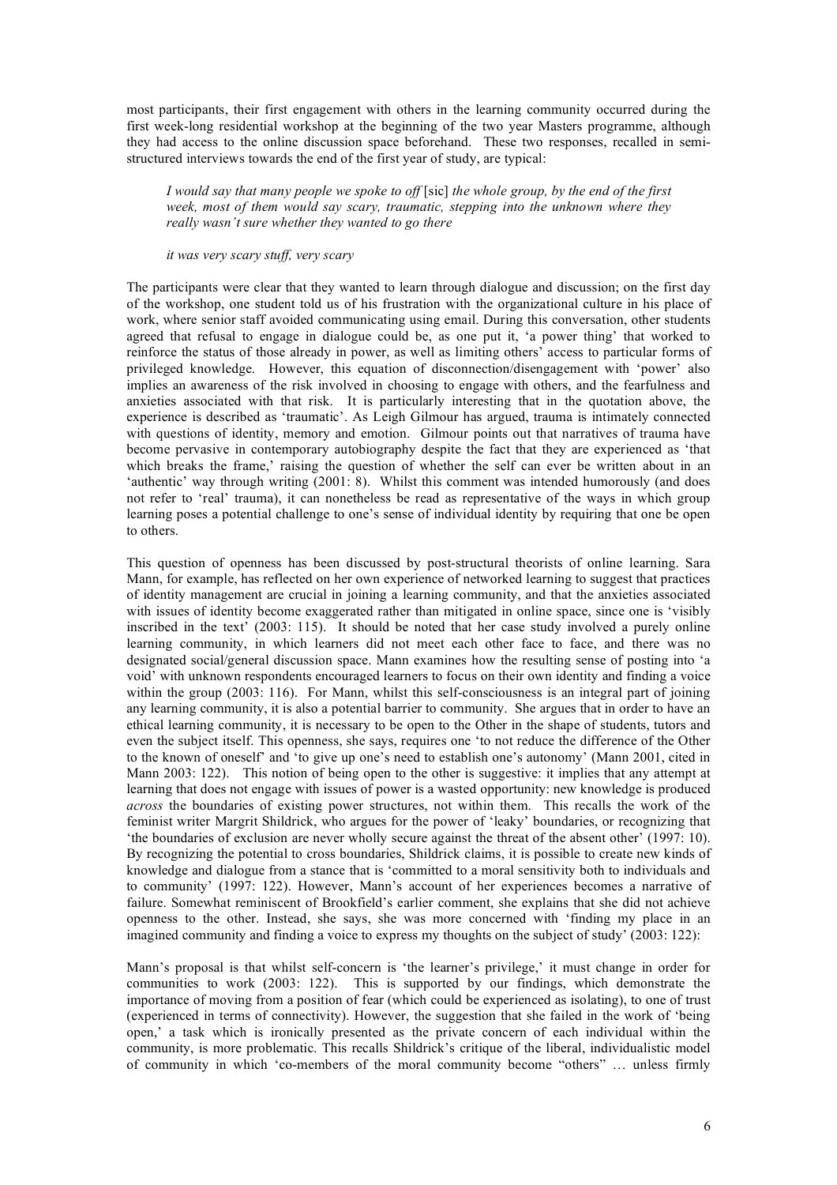most participants, their first engagement with others in the learning community occurred during the first week-long residential workshop at the beginning of the two year Masters programme, although they had access to the online discussion space beforehand. These two responses, recalled in semi-structured interviews towards the end of the first year of study, are typical:

> *I would say that many people we spoke to off* [sic] *the whole group, by the end of the first week, most of them would say scary, traumatic, stepping into the unknown where they really wasn't sure whether they wanted to go there*
>
> *it was very scary stuff, very scary*

The participants were clear that they wanted to learn through dialogue and discussion; on the first day of the workshop, one student told us of his frustration with the organizational culture in his place of work, where senior staff avoided communicating using email. During this conversation, other students agreed that refusal to engage in dialogue could be, as one put it, 'a power thing' that worked to reinforce the status of those already in power, as well as limiting others' access to particular forms of privileged knowledge. However, this equation of disconnection/disengagement with 'power' also implies an awareness of the risk involved in choosing to engage with others, and the fearfulness and anxieties associated with that risk. It is particularly interesting that in the quotation above, the experience is described as 'traumatic'. As Leigh Gilmour has argued, trauma is intimately connected with questions of identity, memory and emotion. Gilmour points out that narratives of trauma have become pervasive in contemporary autobiography despite the fact that they are experienced as 'that which breaks the frame,' raising the question of whether the self can ever be written about in an 'authentic' way through writing (2001: 8). Whilst this comment was intended humorously (and does not refer to 'real' trauma), it can nonetheless be read as representative of the ways in which group learning poses a potential challenge to one's sense of individual identity by requiring that one be open to others.

This question of openness has been discussed by post-structural theorists of online learning. Sara Mann, for example, has reflected on her own experience of networked learning to suggest that practices of identity management are crucial in joining a learning community, and that the anxieties associated with issues of identity become exaggerated rather than mitigated in online space, since one is 'visibly inscribed in the text' (2003: 115). It should be noted that her case study involved a purely online learning community, in which learners did not meet each other face to face, and there was no designated social/general discussion space. Mann examines how the resulting sense of posting into 'a void' with unknown respondents encouraged learners to focus on their own identity and finding a voice within the group (2003: 116). For Mann, whilst this self-consciousness is an integral part of joining any learning community, it is also a potential barrier to community. She argues that in order to have an ethical learning community, it is necessary to be open to the Other in the shape of students, tutors and even the subject itself. This openness, she says, requires one 'to not reduce the difference of the Other to the known of oneself' and 'to give up one's need to establish one's autonomy' (Mann 2001, cited in Mann 2003: 122). This notion of being open to the other is suggestive: it implies that any attempt at learning that does not engage with issues of power is a wasted opportunity: new knowledge is produced *across* the boundaries of existing power structures, not within them. This recalls the work of the feminist writer Margrit Shildrick, who argues for the power of 'leaky' boundaries, or recognizing that 'the boundaries of exclusion are never wholly secure against the threat of the absent other' (1997: 10). By recognizing the potential to cross boundaries, Shildrick claims, it is possible to create new kinds of knowledge and dialogue from a stance that is 'committed to a moral sensitivity both to individuals and to community' (1997: 122). However, Mann's account of her experiences becomes a narrative of failure. Somewhat reminiscent of Brookfield's earlier comment, she explains that she did not achieve openness to the other. Instead, she says, she was more concerned with 'finding my place in an imagined community and finding a voice to express my thoughts on the subject of study' (2003: 122):

Mann's proposal is that whilst self-concern is 'the learner's privilege,' it must change in order for communities to work (2003: 122). This is supported by our findings, which demonstrate the importance of moving from a position of fear (which could be experienced as isolating), to one of trust (experienced in terms of connectivity). However, the suggestion that she failed in the work of 'being open,' a task which is ironically presented as the private concern of each individual within the community, is more problematic. This recalls Shildrick's critique of the liberal, individualistic model of community in which 'co-members of the moral community become "others" … unless firmly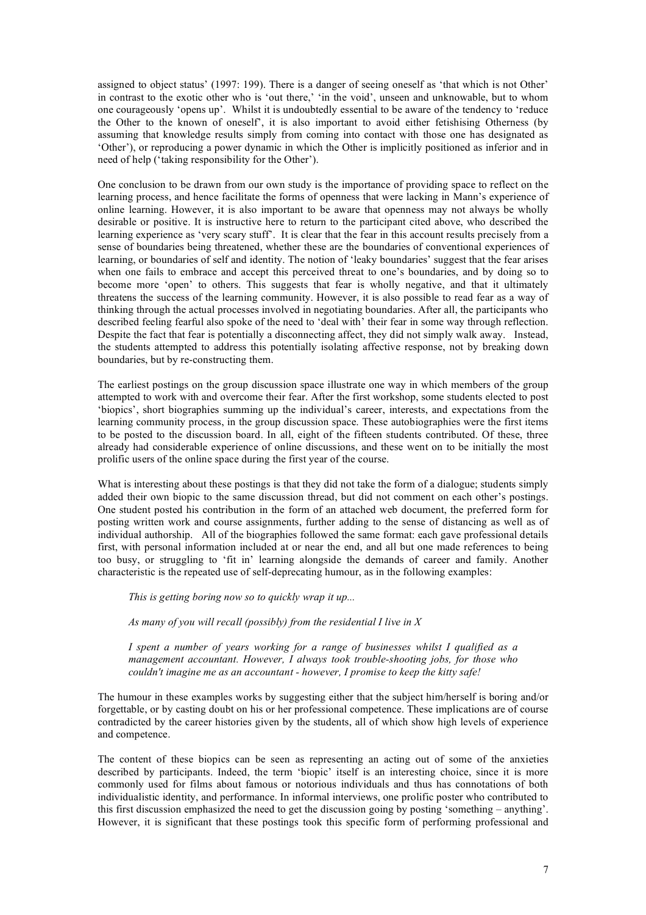assigned to object status' (1997: 199). There is a danger of seeing oneself as 'that which is not Other' in contrast to the exotic other who is 'out there,' 'in the void', unseen and unknowable, but to whom one courageously 'opens up'. Whilst it is undoubtedly essential to be aware of the tendency to 'reduce the Other to the known of oneself', it is also important to avoid either fetishising Otherness (by assuming that knowledge results simply from coming into contact with those one has designated as 'Other'), or reproducing a power dynamic in which the Other is implicitly positioned as inferior and in need of help ('taking responsibility for the Other').

One conclusion to be drawn from our own study is the importance of providing space to reflect on the learning process, and hence facilitate the forms of openness that were lacking in Mann's experience of online learning. However, it is also important to be aware that openness may not always be wholly desirable or positive. It is instructive here to return to the participant cited above, who described the learning experience as 'very scary stuff'. It is clear that the fear in this account results precisely from a sense of boundaries being threatened, whether these are the boundaries of conventional experiences of learning, or boundaries of self and identity. The notion of 'leaky boundaries' suggest that the fear arises when one fails to embrace and accept this perceived threat to one's boundaries, and by doing so to become more 'open' to others. This suggests that fear is wholly negative, and that it ultimately threatens the success of the learning community. However, it is also possible to read fear as a way of thinking through the actual processes involved in negotiating boundaries. After all, the participants who described feeling fearful also spoke of the need to 'deal with' their fear in some way through reflection. Despite the fact that fear is potentially a disconnecting affect, they did not simply walk away. Instead, the students attempted to address this potentially isolating affective response, not by breaking down boundaries, but by re-constructing them.

The earliest postings on the group discussion space illustrate one way in which members of the group attempted to work with and overcome their fear. After the first workshop, some students elected to post 'biopics', short biographies summing up the individual's career, interests, and expectations from the learning community process, in the group discussion space. These autobiographies were the first items to be posted to the discussion board. In all, eight of the fifteen students contributed. Of these, three already had considerable experience of online discussions, and these went on to be initially the most prolific users of the online space during the first year of the course.

What is interesting about these postings is that they did not take the form of a dialogue; students simply added their own biopic to the same discussion thread, but did not comment on each other's postings. One student posted his contribution in the form of an attached web document, the preferred form for posting written work and course assignments, further adding to the sense of distancing as well as of individual authorship. All of the biographies followed the same format: each gave professional details first, with personal information included at or near the end, and all but one made references to being too busy, or struggling to 'fit in' learning alongside the demands of career and family. Another characteristic is the repeated use of self-deprecating humour, as in the following examples:

> *This is getting boring now so to quickly wrap it up...*
>
> *As many of you will recall (possibly) from the residential I live in X*
>
> *I spent a number of years working for a range of businesses whilst I qualified as a management accountant. However, I always took trouble-shooting jobs, for those who couldn't imagine me as an accountant - however, I promise to keep the kitty safe!*

The humour in these examples works by suggesting either that the subject him/herself is boring and/or forgettable, or by casting doubt on his or her professional competence. These implications are of course contradicted by the career histories given by the students, all of which show high levels of experience and competence.

The content of these biopics can be seen as representing an acting out of some of the anxieties described by participants. Indeed, the term 'biopic' itself is an interesting choice, since it is more commonly used for films about famous or notorious individuals and thus has connotations of both individualistic identity, and performance. In informal interviews, one prolific poster who contributed to this first discussion emphasized the need to get the discussion going by posting 'something – anything'. However, it is significant that these postings took this specific form of performing professional and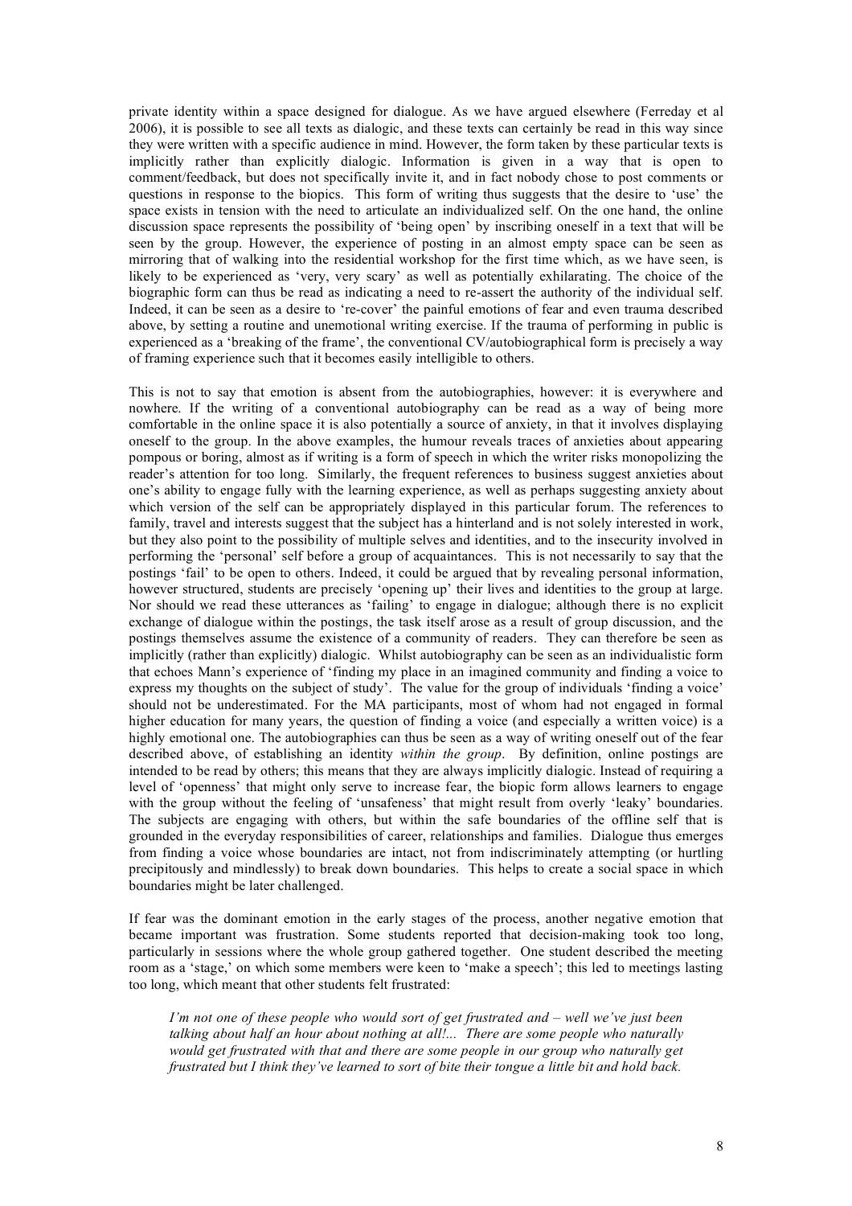private identity within a space designed for dialogue. As we have argued elsewhere (Ferreday et al 2006), it is possible to see all texts as dialogic, and these texts can certainly be read in this way since they were written with a specific audience in mind. However, the form taken by these particular texts is implicitly rather than explicitly dialogic. Information is given in a way that is open to comment/feedback, but does not specifically invite it, and in fact nobody chose to post comments or questions in response to the biopics. This form of writing thus suggests that the desire to 'use' the space exists in tension with the need to articulate an individualized self. On the one hand, the online discussion space represents the possibility of 'being open' by inscribing oneself in a text that will be seen by the group. However, the experience of posting in an almost empty space can be seen as mirroring that of walking into the residential workshop for the first time which, as we have seen, is likely to be experienced as 'very, very scary' as well as potentially exhilarating. The choice of the biographic form can thus be read as indicating a need to re-assert the authority of the individual self. Indeed, it can be seen as a desire to 're-cover' the painful emotions of fear and even trauma described above, by setting a routine and unemotional writing exercise. If the trauma of performing in public is experienced as a 'breaking of the frame', the conventional CV/autobiographical form is precisely a way of framing experience such that it becomes easily intelligible to others.

This is not to say that emotion is absent from the autobiographies, however: it is everywhere and nowhere. If the writing of a conventional autobiography can be read as a way of being more comfortable in the online space it is also potentially a source of anxiety, in that it involves displaying oneself to the group. In the above examples, the humour reveals traces of anxieties about appearing pompous or boring, almost as if writing is a form of speech in which the writer risks monopolizing the reader's attention for too long. Similarly, the frequent references to business suggest anxieties about one's ability to engage fully with the learning experience, as well as perhaps suggesting anxiety about which version of the self can be appropriately displayed in this particular forum. The references to family, travel and interests suggest that the subject has a hinterland and is not solely interested in work, but they also point to the possibility of multiple selves and identities, and to the insecurity involved in performing the 'personal' self before a group of acquaintances. This is not necessarily to say that the postings 'fail' to be open to others. Indeed, it could be argued that by revealing personal information, however structured, students are precisely 'opening up' their lives and identities to the group at large. Nor should we read these utterances as 'failing' to engage in dialogue; although there is no explicit exchange of dialogue within the postings, the task itself arose as a result of group discussion, and the postings themselves assume the existence of a community of readers. They can therefore be seen as implicitly (rather than explicitly) dialogic. Whilst autobiography can be seen as an individualistic form that echoes Mann's experience of 'finding my place in an imagined community and finding a voice to express my thoughts on the subject of study'. The value for the group of individuals 'finding a voice' should not be underestimated. For the MA participants, most of whom had not engaged in formal higher education for many years, the question of finding a voice (and especially a written voice) is a highly emotional one. The autobiographies can thus be seen as a way of writing oneself out of the fear described above, of establishing an identity *within the group*. By definition, online postings are intended to be read by others; this means that they are always implicitly dialogic. Instead of requiring a level of 'openness' that might only serve to increase fear, the biopic form allows learners to engage with the group without the feeling of 'unsafeness' that might result from overly 'leaky' boundaries. The subjects are engaging with others, but within the safe boundaries of the offline self that is grounded in the everyday responsibilities of career, relationships and families. Dialogue thus emerges from finding a voice whose boundaries are intact, not from indiscriminately attempting (or hurtling precipitously and mindlessly) to break down boundaries. This helps to create a social space in which boundaries might be later challenged.

If fear was the dominant emotion in the early stages of the process, another negative emotion that became important was frustration. Some students reported that decision-making took too long, particularly in sessions where the whole group gathered together. One student described the meeting room as a 'stage,' on which some members were keen to 'make a speech'; this led to meetings lasting too long, which meant that other students felt frustrated:

> *I'm not one of these people who would sort of get frustrated and – well we've just been talking about half an hour about nothing at all!... There are some people who naturally would get frustrated with that and there are some people in our group who naturally get frustrated but I think they've learned to sort of bite their tongue a little bit and hold back.*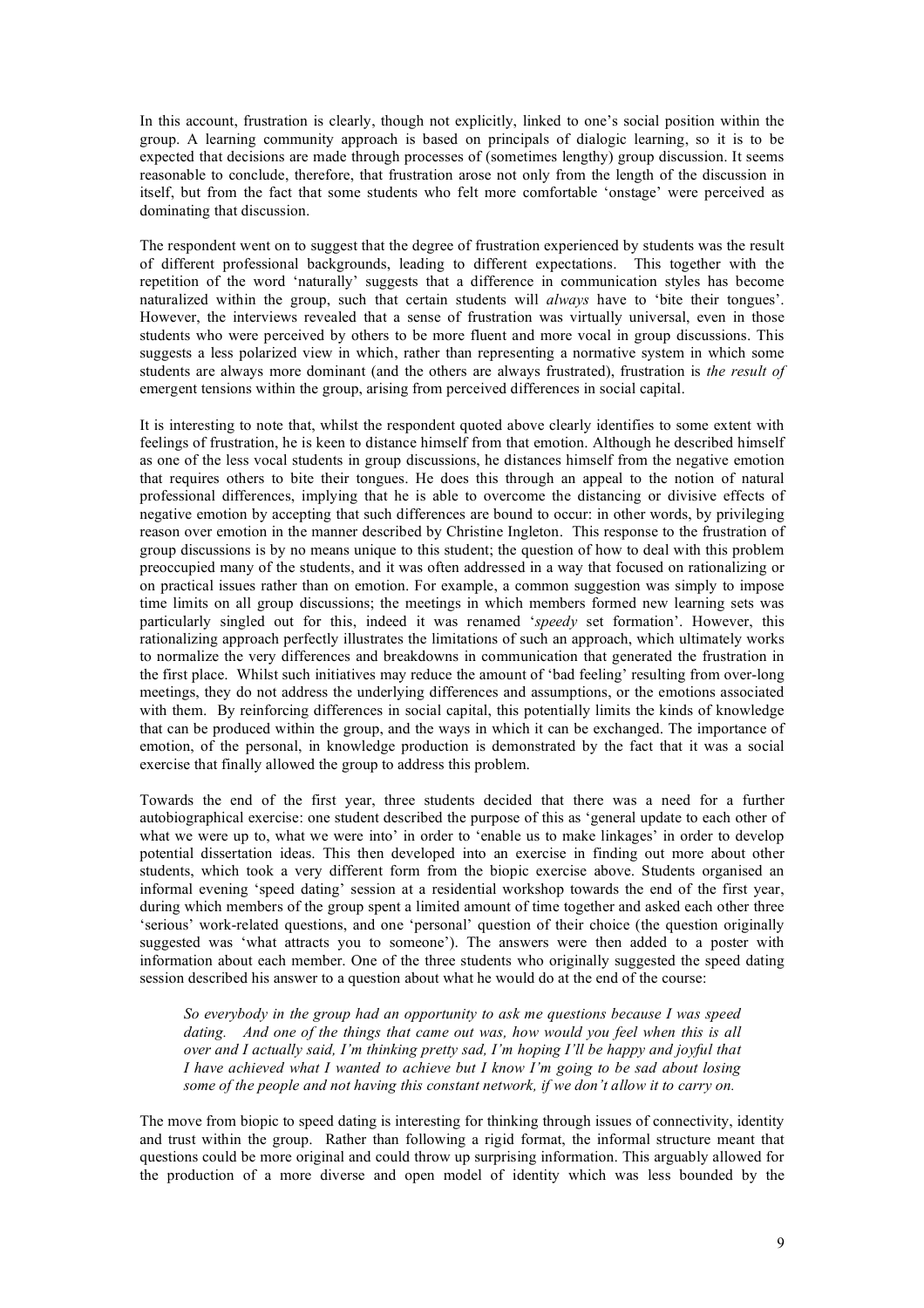In this account, frustration is clearly, though not explicitly, linked to one's social position within the group. A learning community approach is based on principals of dialogic learning, so it is to be expected that decisions are made through processes of (sometimes lengthy) group discussion. It seems reasonable to conclude, therefore, that frustration arose not only from the length of the discussion in itself, but from the fact that some students who felt more comfortable 'onstage' were perceived as dominating that discussion.

The respondent went on to suggest that the degree of frustration experienced by students was the result of different professional backgrounds, leading to different expectations. This together with the repetition of the word 'naturally' suggests that a difference in communication styles has become naturalized within the group, such that certain students will *always* have to 'bite their tongues'. However, the interviews revealed that a sense of frustration was virtually universal, even in those students who were perceived by others to be more fluent and more vocal in group discussions. This suggests a less polarized view in which, rather than representing a normative system in which some students are always more dominant (and the others are always frustrated), frustration is *the result of* emergent tensions within the group, arising from perceived differences in social capital.

It is interesting to note that, whilst the respondent quoted above clearly identifies to some extent with feelings of frustration, he is keen to distance himself from that emotion. Although he described himself as one of the less vocal students in group discussions, he distances himself from the negative emotion that requires others to bite their tongues. He does this through an appeal to the notion of natural professional differences, implying that he is able to overcome the distancing or divisive effects of negative emotion by accepting that such differences are bound to occur: in other words, by privileging reason over emotion in the manner described by Christine Ingleton. This response to the frustration of group discussions is by no means unique to this student; the question of how to deal with this problem preoccupied many of the students, and it was often addressed in a way that focused on rationalizing or on practical issues rather than on emotion. For example, a common suggestion was simply to impose time limits on all group discussions; the meetings in which members formed new learning sets was particularly singled out for this, indeed it was renamed '*speedy* set formation'. However, this rationalizing approach perfectly illustrates the limitations of such an approach, which ultimately works to normalize the very differences and breakdowns in communication that generated the frustration in the first place. Whilst such initiatives may reduce the amount of 'bad feeling' resulting from over-long meetings, they do not address the underlying differences and assumptions, or the emotions associated with them. By reinforcing differences in social capital, this potentially limits the kinds of knowledge that can be produced within the group, and the ways in which it can be exchanged. The importance of emotion, of the personal, in knowledge production is demonstrated by the fact that it was a social exercise that finally allowed the group to address this problem.

Towards the end of the first year, three students decided that there was a need for a further autobiographical exercise: one student described the purpose of this as 'general update to each other of what we were up to, what we were into' in order to 'enable us to make linkages' in order to develop potential dissertation ideas. This then developed into an exercise in finding out more about other students, which took a very different form from the biopic exercise above. Students organised an informal evening 'speed dating' session at a residential workshop towards the end of the first year, during which members of the group spent a limited amount of time together and asked each other three 'serious' work-related questions, and one 'personal' question of their choice (the question originally suggested was 'what attracts you to someone'). The answers were then added to a poster with information about each member. One of the three students who originally suggested the speed dating session described his answer to a question about what he would do at the end of the course:

> *So everybody in the group had an opportunity to ask me questions because I was speed dating. And one of the things that came out was, how would you feel when this is all over and I actually said, I'm thinking pretty sad, I'm hoping I'll be happy and joyful that I have achieved what I wanted to achieve but I know I'm going to be sad about losing some of the people and not having this constant network, if we don't allow it to carry on.*

The move from biopic to speed dating is interesting for thinking through issues of connectivity, identity and trust within the group. Rather than following a rigid format, the informal structure meant that questions could be more original and could throw up surprising information. This arguably allowed for the production of a more diverse and open model of identity which was less bounded by the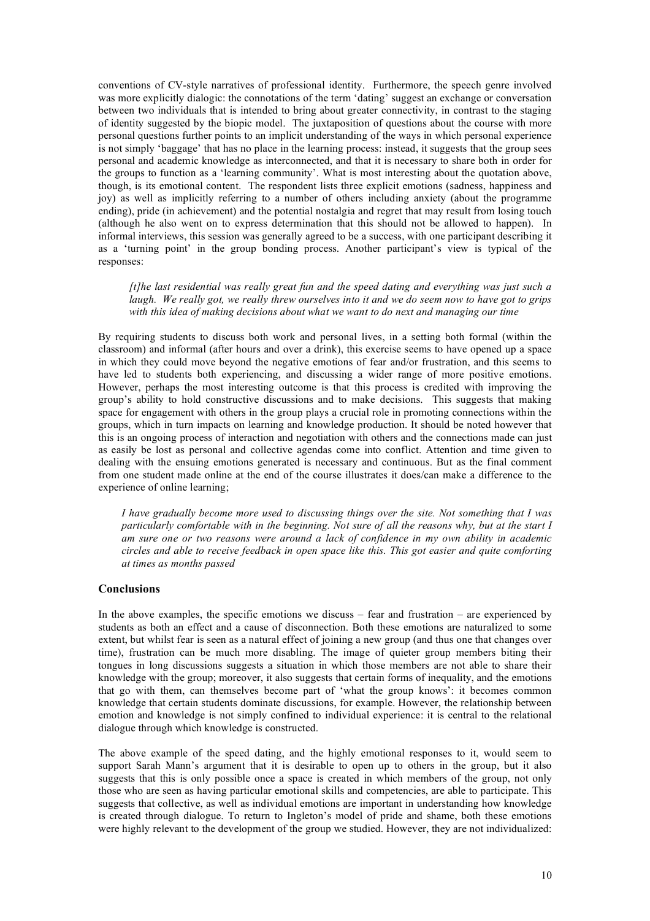conventions of CV-style narratives of professional identity. Furthermore, the speech genre involved was more explicitly dialogic: the connotations of the term 'dating' suggest an exchange or conversation between two individuals that is intended to bring about greater connectivity, in contrast to the staging of identity suggested by the biopic model. The juxtaposition of questions about the course with more personal questions further points to an implicit understanding of the ways in which personal experience is not simply 'baggage' that has no place in the learning process: instead, it suggests that the group sees personal and academic knowledge as interconnected, and that it is necessary to share both in order for the groups to function as a 'learning community'. What is most interesting about the quotation above, though, is its emotional content. The respondent lists three explicit emotions (sadness, happiness and joy) as well as implicitly referring to a number of others including anxiety (about the programme ending), pride (in achievement) and the potential nostalgia and regret that may result from losing touch (although he also went on to express determination that this should not be allowed to happen). In informal interviews, this session was generally agreed to be a success, with one participant describing it as a 'turning point' in the group bonding process. Another participant's view is typical of the responses:

> *[t]he last residential was really great fun and the speed dating and everything was just such a laugh. We really got, we really threw ourselves into it and we do seem now to have got to grips with this idea of making decisions about what we want to do next and managing our time*

By requiring students to discuss both work and personal lives, in a setting both formal (within the classroom) and informal (after hours and over a drink), this exercise seems to have opened up a space in which they could move beyond the negative emotions of fear and/or frustration, and this seems to have led to students both experiencing, and discussing a wider range of more positive emotions. However, perhaps the most interesting outcome is that this process is credited with improving the group's ability to hold constructive discussions and to make decisions. This suggests that making space for engagement with others in the group plays a crucial role in promoting connections within the groups, which in turn impacts on learning and knowledge production. It should be noted however that this is an ongoing process of interaction and negotiation with others and the connections made can just as easily be lost as personal and collective agendas come into conflict. Attention and time given to dealing with the ensuing emotions generated is necessary and continuous. But as the final comment from one student made online at the end of the course illustrates it does/can make a difference to the experience of online learning;

> *I have gradually become more used to discussing things over the site. Not something that I was particularly comfortable with in the beginning. Not sure of all the reasons why, but at the start I am sure one or two reasons were around a lack of confidence in my own ability in academic circles and able to receive feedback in open space like this. This got easier and quite comforting at times as months passed*

## Conclusions

In the above examples, the specific emotions we discuss – fear and frustration – are experienced by students as both an effect and a cause of disconnection. Both these emotions are naturalized to some extent, but whilst fear is seen as a natural effect of joining a new group (and thus one that changes over time), frustration can be much more disabling. The image of quieter group members biting their tongues in long discussions suggests a situation in which those members are not able to share their knowledge with the group; moreover, it also suggests that certain forms of inequality, and the emotions that go with them, can themselves become part of 'what the group knows': it becomes common knowledge that certain students dominate discussions, for example. However, the relationship between emotion and knowledge is not simply confined to individual experience: it is central to the relational dialogue through which knowledge is constructed.

The above example of the speed dating, and the highly emotional responses to it, would seem to support Sarah Mann's argument that it is desirable to open up to others in the group, but it also suggests that this is only possible once a space is created in which members of the group, not only those who are seen as having particular emotional skills and competencies, are able to participate. This suggests that collective, as well as individual emotions are important in understanding how knowledge is created through dialogue. To return to Ingleton's model of pride and shame, both these emotions were highly relevant to the development of the group we studied. However, they are not individualized: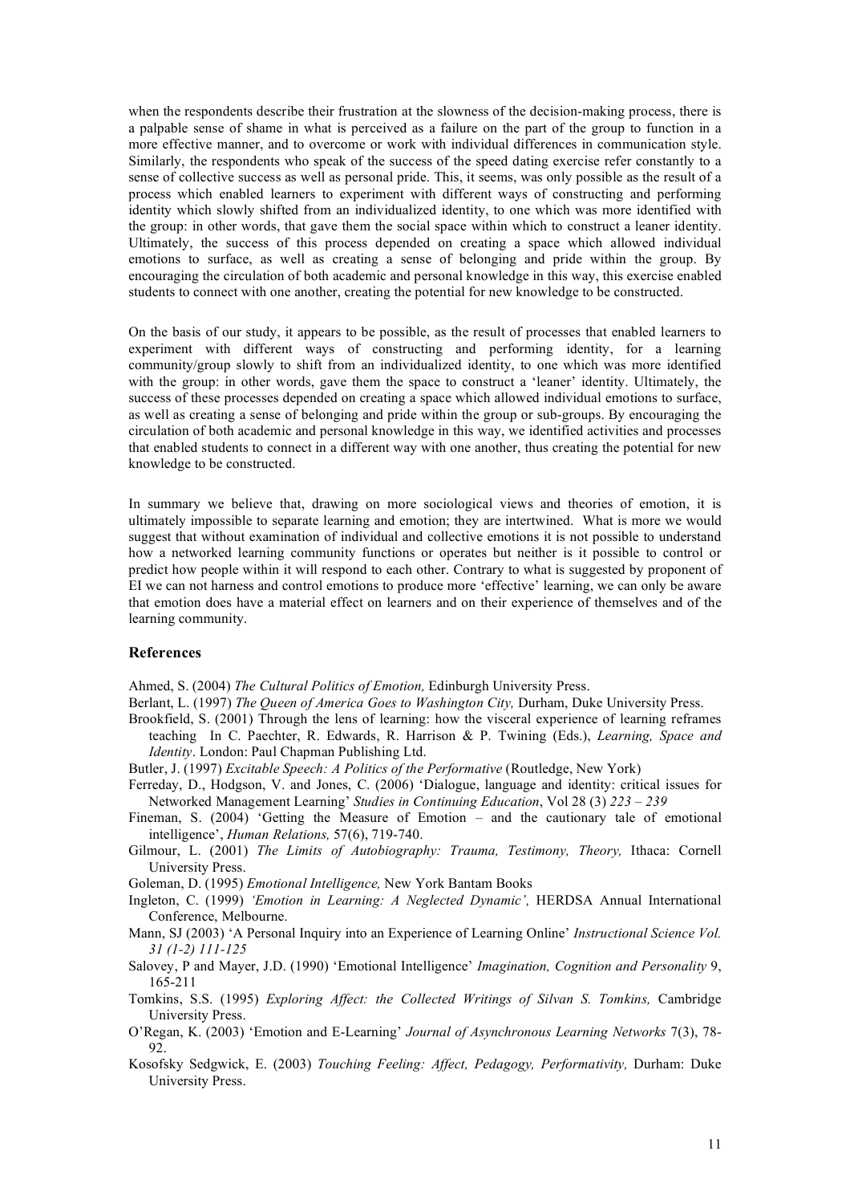when the respondents describe their frustration at the slowness of the decision-making process, there is a palpable sense of shame in what is perceived as a failure on the part of the group to function in a more effective manner, and to overcome or work with individual differences in communication style. Similarly, the respondents who speak of the success of the speed dating exercise refer constantly to a sense of collective success as well as personal pride. This, it seems, was only possible as the result of a process which enabled learners to experiment with different ways of constructing and performing identity which slowly shifted from an individualized identity, to one which was more identified with the group: in other words, that gave them the social space within which to construct a leaner identity. Ultimately, the success of this process depended on creating a space which allowed individual emotions to surface, as well as creating a sense of belonging and pride within the group. By encouraging the circulation of both academic and personal knowledge in this way, this exercise enabled students to connect with one another, creating the potential for new knowledge to be constructed.

On the basis of our study, it appears to be possible, as the result of processes that enabled learners to experiment with different ways of constructing and performing identity, for a learning community/group slowly to shift from an individualized identity, to one which was more identified with the group: in other words, gave them the space to construct a 'leaner' identity. Ultimately, the success of these processes depended on creating a space which allowed individual emotions to surface, as well as creating a sense of belonging and pride within the group or sub-groups. By encouraging the circulation of both academic and personal knowledge in this way, we identified activities and processes that enabled students to connect in a different way with one another, thus creating the potential for new knowledge to be constructed.

In summary we believe that, drawing on more sociological views and theories of emotion, it is ultimately impossible to separate learning and emotion; they are intertwined. What is more we would suggest that without examination of individual and collective emotions it is not possible to understand how a networked learning community functions or operates but neither is it possible to control or predict how people within it will respond to each other. Contrary to what is suggested by proponent of EI we can not harness and control emotions to produce more 'effective' learning, we can only be aware that emotion does have a material effect on learners and on their experience of themselves and of the learning community.

### References

Ahmed, S. (2004) *The Cultural Politics of Emotion,* Edinburgh University Press.

Berlant, L. (1997) *The Queen of America Goes to Washington City,* Durham, Duke University Press.

Brookfield, S. (2001) Through the lens of learning: how the visceral experience of learning reframes teaching In C. Paechter, R. Edwards, R. Harrison & P. Twining (Eds.), *Learning, Space and Identity*. London: Paul Chapman Publishing Ltd.

Butler, J. (1997) *Excitable Speech: A Politics of the Performative* (Routledge, New York)

Ferreday, D., Hodgson, V. and Jones, C. (2006) 'Dialogue, language and identity: critical issues for Networked Management Learning' *Studies in Continuing Education*, Vol 28 (3) *223 – 239*

Fineman, S. (2004) 'Getting the Measure of Emotion – and the cautionary tale of emotional intelligence', *Human Relations,* 57(6), 719-740.

Gilmour, L. (2001) *The Limits of Autobiography: Trauma, Testimony, Theory,* Ithaca: Cornell University Press.

Goleman, D. (1995) *Emotional Intelligence,* New York Bantam Books

Ingleton, C. (1999) *'Emotion in Learning: A Neglected Dynamic',* HERDSA Annual International Conference, Melbourne.

Mann, SJ (2003) 'A Personal Inquiry into an Experience of Learning Online' *Instructional Science Vol. 31 (1-2) 111-125*

Salovey, P and Mayer, J.D. (1990) 'Emotional Intelligence' *Imagination, Cognition and Personality* 9, 165-211

Tomkins, S.S. (1995) *Exploring Affect: the Collected Writings of Silvan S. Tomkins,* Cambridge University Press.

O'Regan, K. (2003) 'Emotion and E-Learning' *Journal of Asynchronous Learning Networks* 7(3), 78-92.

Kosofsky Sedgwick, E. (2003) *Touching Feeling: Affect, Pedagogy, Performativity,* Durham: Duke University Press.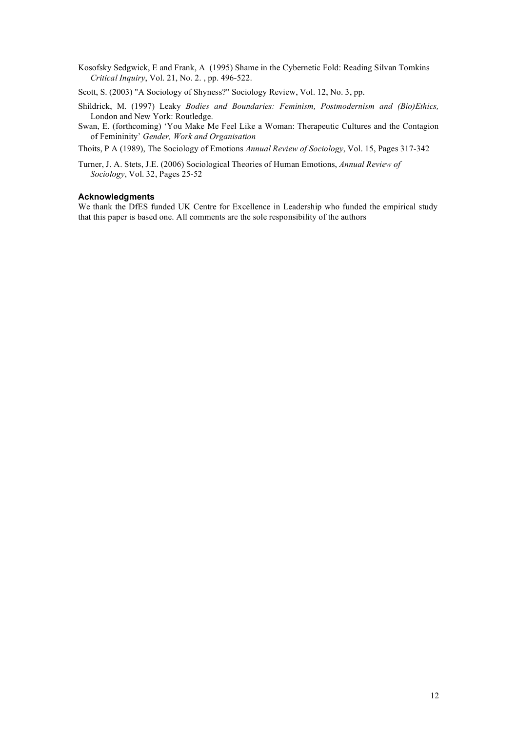Kosofsky Sedgwick, E and Frank, A (1995) Shame in the Cybernetic Fold: Reading Silvan Tomkins *Critical Inquiry*, Vol. 21, No. 2. , pp. 496-522.

Scott, S. (2003) "A Sociology of Shyness?" Sociology Review, Vol. 12, No. 3, pp.

Shildrick, M. (1997) Leaky *Bodies and Boundaries: Feminism, Postmodernism and (Bio)Ethics,* London and New York: Routledge.

Swan, E. (forthcoming) 'You Make Me Feel Like a Woman: Therapeutic Cultures and the Contagion of Femininity' *Gender, Work and Organisation*

Thoits, P A (1989), The Sociology of Emotions *Annual Review of Sociology*, Vol. 15, Pages 317-342

Turner, J. A. Stets, J.E. (2006) Sociological Theories of Human Emotions, *Annual Review of Sociology*, Vol. 32, Pages 25-52

**Acknowledgments**

We thank the DfES funded UK Centre for Excellence in Leadership who funded the empirical study that this paper is based one. All comments are the sole responsibility of the authors